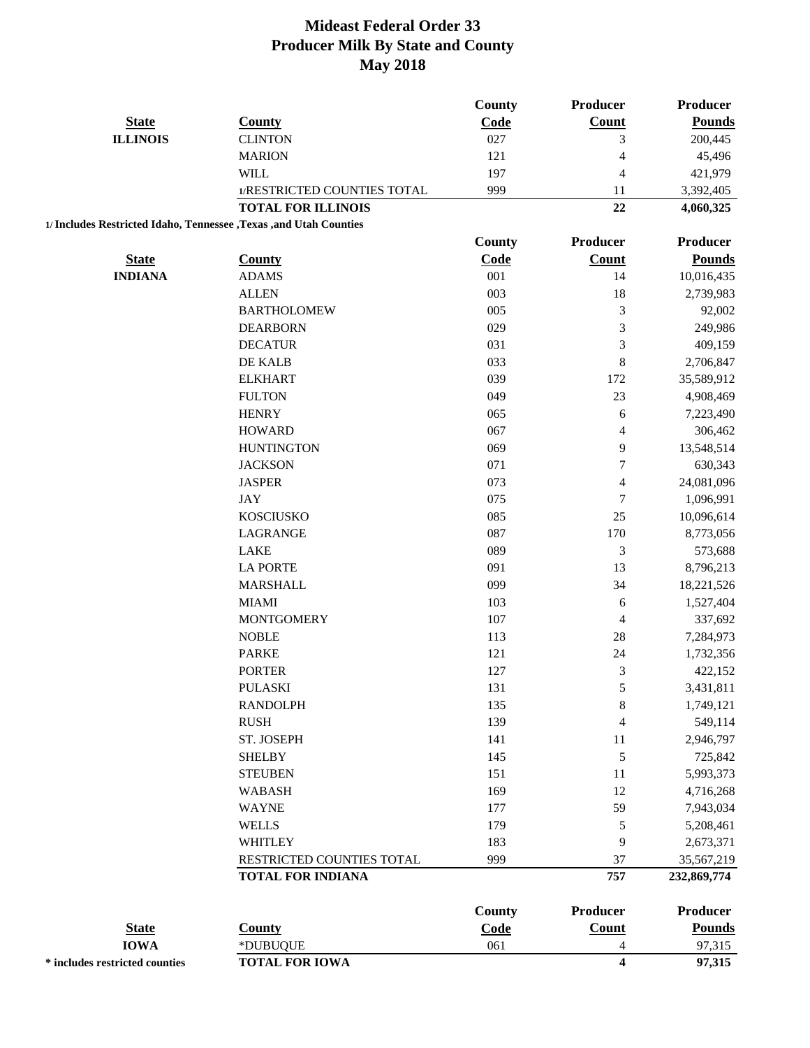# Mideast Federal Order 33
## Producer Milk By State and County
## May 2018

| State | County | County Code | Producer Count | Producer Pounds |
|---|---|---|---|---|
| **ILLINOIS** | CLINTON | 027 | 3 | 200,445 |
| | MARION | 121 | 4 | 45,496 |
| | WILL | 197 | 4 | 421,979 |
| | 1/RESTRICTED COUNTIES TOTAL | 999 | 11 | 3,392,405 |
| | **TOTAL FOR ILLINOIS** | | **22** | **4,060,325** |

**1/ Includes Restricted Idaho, Tennessee ,Texas ,and Utah Counties**

| State | County | County Code | Producer Count | Producer Pounds |
|---|---|---|---|---|
| **INDIANA** | ADAMS | 001 | 14 | 10,016,435 |
| | ALLEN | 003 | 18 | 2,739,983 |
| | BARTHOLOMEW | 005 | 3 | 92,002 |
| | DEARBORN | 029 | 3 | 249,986 |
| | DECATUR | 031 | 3 | 409,159 |
| | DE KALB | 033 | 8 | 2,706,847 |
| | ELKHART | 039 | 172 | 35,589,912 |
| | FULTON | 049 | 23 | 4,908,469 |
| | HENRY | 065 | 6 | 7,223,490 |
| | HOWARD | 067 | 4 | 306,462 |
| | HUNTINGTON | 069 | 9 | 13,548,514 |
| | JACKSON | 071 | 7 | 630,343 |
| | JASPER | 073 | 4 | 24,081,096 |
| | JAY | 075 | 7 | 1,096,991 |
| | KOSCIUSKO | 085 | 25 | 10,096,614 |
| | LAGRANGE | 087 | 170 | 8,773,056 |
| | LAKE | 089 | 3 | 573,688 |
| | LA PORTE | 091 | 13 | 8,796,213 |
| | MARSHALL | 099 | 34 | 18,221,526 |
| | MIAMI | 103 | 6 | 1,527,404 |
| | MONTGOMERY | 107 | 4 | 337,692 |
| | NOBLE | 113 | 28 | 7,284,973 |
| | PARKE | 121 | 24 | 1,732,356 |
| | PORTER | 127 | 3 | 422,152 |
| | PULASKI | 131 | 5 | 3,431,811 |
| | RANDOLPH | 135 | 8 | 1,749,121 |
| | RUSH | 139 | 4 | 549,114 |
| | ST. JOSEPH | 141 | 11 | 2,946,797 |
| | SHELBY | 145 | 5 | 725,842 |
| | STEUBEN | 151 | 11 | 5,993,373 |
| | WABASH | 169 | 12 | 4,716,268 |
| | WAYNE | 177 | 59 | 7,943,034 |
| | WELLS | 179 | 5 | 5,208,461 |
| | WHITLEY | 183 | 9 | 2,673,371 |
| | RESTRICTED COUNTIES TOTAL | 999 | 37 | 35,567,219 |
| | **TOTAL FOR INDIANA** | | **757** | **232,869,774** |

| State | County | County Code | Producer Count | Producer Pounds |
|---|---|---|---|---|
| **IOWA** | *DUBUQUE | 061 | 4 | 97,315 |
| **\* includes restricted counties** | **TOTAL FOR IOWA** | | **4** | **97,315** |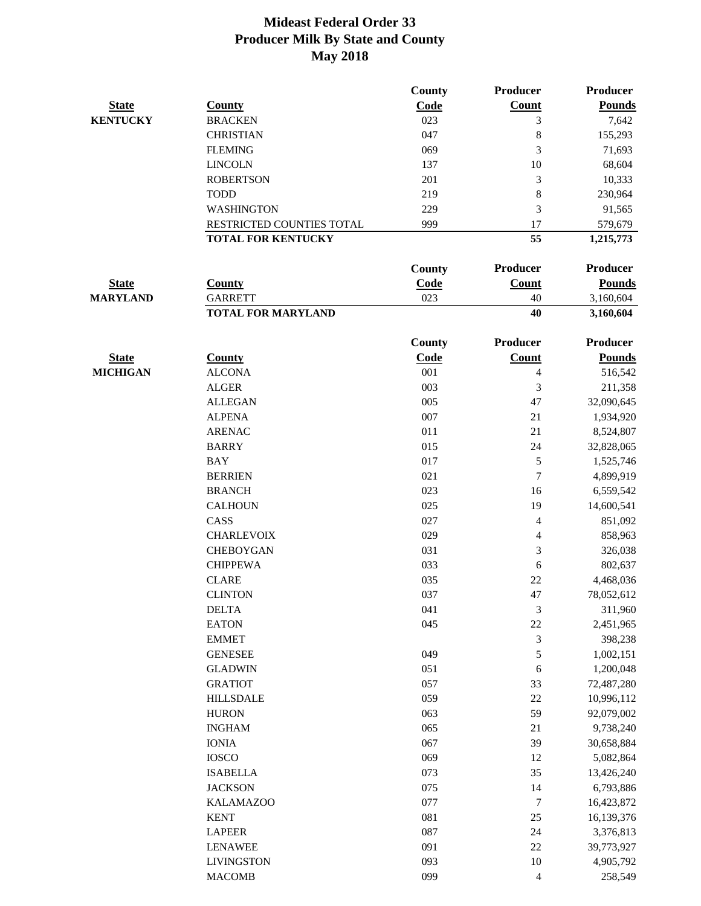# Mideast Federal Order 33
## Producer Milk By State and County
## May 2018

| State | County | County Code | Producer Count | Producer Pounds |
|---|---|---|---|---|
| KENTUCKY | BRACKEN | 023 | 3 | 7,642 |
| | CHRISTIAN | 047 | 8 | 155,293 |
| | FLEMING | 069 | 3 | 71,693 |
| | LINCOLN | 137 | 10 | 68,604 |
| | ROBERTSON | 201 | 3 | 10,333 |
| | TODD | 219 | 8 | 230,964 |
| | WASHINGTON | 229 | 3 | 91,565 |
| | RESTRICTED COUNTIES TOTAL | 999 | 17 | 579,679 |
| | **TOTAL FOR KENTUCKY** | | **55** | **1,215,773** |

| State | County | County Code | Producer Count | Producer Pounds |
|---|---|---|---|---|
| MARYLAND | GARRETT | 023 | 40 | 3,160,604 |
| | **TOTAL FOR MARYLAND** | | **40** | **3,160,604** |

| State | County | County Code | Producer Count | Producer Pounds |
|---|---|---|---|---|
| MICHIGAN | ALCONA | 001 | 4 | 516,542 |
| | ALGER | 003 | 3 | 211,358 |
| | ALLEGAN | 005 | 47 | 32,090,645 |
| | ALPENA | 007 | 21 | 1,934,920 |
| | ARENAC | 011 | 21 | 8,524,807 |
| | BARRY | 015 | 24 | 32,828,065 |
| | BAY | 017 | 5 | 1,525,746 |
| | BERRIEN | 021 | 7 | 4,899,919 |
| | BRANCH | 023 | 16 | 6,559,542 |
| | CALHOUN | 025 | 19 | 14,600,541 |
| | CASS | 027 | 4 | 851,092 |
| | CHARLEVOIX | 029 | 4 | 858,963 |
| | CHEBOYGAN | 031 | 3 | 326,038 |
| | CHIPPEWA | 033 | 6 | 802,637 |
| | CLARE | 035 | 22 | 4,468,036 |
| | CLINTON | 037 | 47 | 78,052,612 |
| | DELTA | 041 | 3 | 311,960 |
| | EATON | 045 | 22 | 2,451,965 |
| | EMMET | | 3 | 398,238 |
| | GENESEE | 049 | 5 | 1,002,151 |
| | GLADWIN | 051 | 6 | 1,200,048 |
| | GRATIOT | 057 | 33 | 72,487,280 |
| | HILLSDALE | 059 | 22 | 10,996,112 |
| | HURON | 063 | 59 | 92,079,002 |
| | INGHAM | 065 | 21 | 9,738,240 |
| | IONIA | 067 | 39 | 30,658,884 |
| | IOSCO | 069 | 12 | 5,082,864 |
| | ISABELLA | 073 | 35 | 13,426,240 |
| | JACKSON | 075 | 14 | 6,793,886 |
| | KALAMAZOO | 077 | 7 | 16,423,872 |
| | KENT | 081 | 25 | 16,139,376 |
| | LAPEER | 087 | 24 | 3,376,813 |
| | LENAWEE | 091 | 22 | 39,773,927 |
| | LIVINGSTON | 093 | 10 | 4,905,792 |
| | MACOMB | 099 | 4 | 258,549 |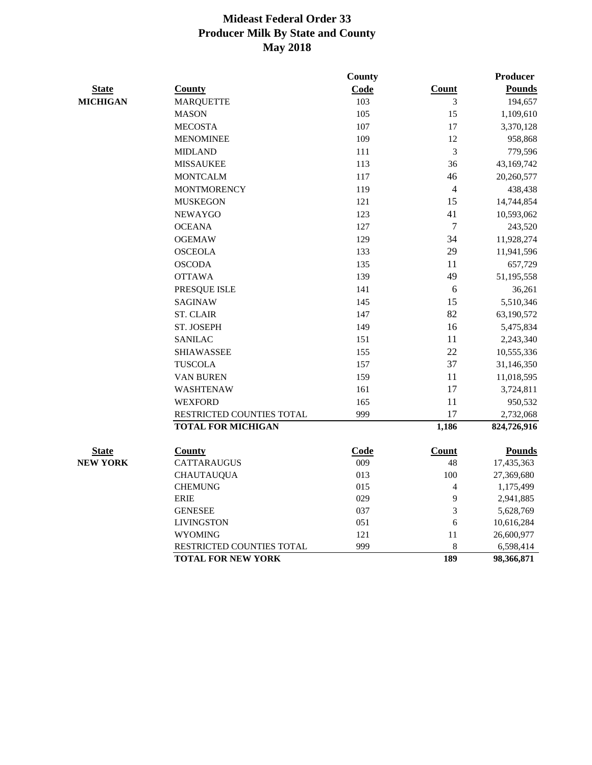# Mideast Federal Order 33
## Producer Milk By State and County
## May 2018

| State | County | County Code | Count | Producer Pounds |
|---|---|---|---|---|
| MICHIGAN | MARQUETTE | 103 | 3 | 194,657 |
| | MASON | 105 | 15 | 1,109,610 |
| | MECOSTA | 107 | 17 | 3,370,128 |
| | MENOMINEE | 109 | 12 | 958,868 |
| | MIDLAND | 111 | 3 | 779,596 |
| | MISSAUKEE | 113 | 36 | 43,169,742 |
| | MONTCALM | 117 | 46 | 20,260,577 |
| | MONTMORENCY | 119 | 4 | 438,438 |
| | MUSKEGON | 121 | 15 | 14,744,854 |
| | NEWAYGO | 123 | 41 | 10,593,062 |
| | OCEANA | 127 | 7 | 243,520 |
| | OGEMAW | 129 | 34 | 11,928,274 |
| | OSCEOLA | 133 | 29 | 11,941,596 |
| | OSCODA | 135 | 11 | 657,729 |
| | OTTAWA | 139 | 49 | 51,195,558 |
| | PRESQUE ISLE | 141 | 6 | 36,261 |
| | SAGINAW | 145 | 15 | 5,510,346 |
| | ST. CLAIR | 147 | 82 | 63,190,572 |
| | ST. JOSEPH | 149 | 16 | 5,475,834 |
| | SANILAC | 151 | 11 | 2,243,340 |
| | SHIAWASSEE | 155 | 22 | 10,555,336 |
| | TUSCOLA | 157 | 37 | 31,146,350 |
| | VAN BUREN | 159 | 11 | 11,018,595 |
| | WASHTENAW | 161 | 17 | 3,724,811 |
| | WEXFORD | 165 | 11 | 950,532 |
| | RESTRICTED COUNTIES TOTAL | 999 | 17 | 2,732,068 |
| | **TOTAL FOR MICHIGAN** | | **1,186** | **824,726,916** |

| State | County | Code | Count | Pounds |
|---|---|---|---|---|
| NEW YORK | CATTARAUGUS | 009 | 48 | 17,435,363 |
| | CHAUTAUQUA | 013 | 100 | 27,369,680 |
| | CHEMUNG | 015 | 4 | 1,175,499 |
| | ERIE | 029 | 9 | 2,941,885 |
| | GENESEE | 037 | 3 | 5,628,769 |
| | LIVINGSTON | 051 | 6 | 10,616,284 |
| | WYOMING | 121 | 11 | 26,600,977 |
| | RESTRICTED COUNTIES TOTAL | 999 | 8 | 6,598,414 |
| | **TOTAL FOR NEW YORK** | | **189** | **98,366,871** |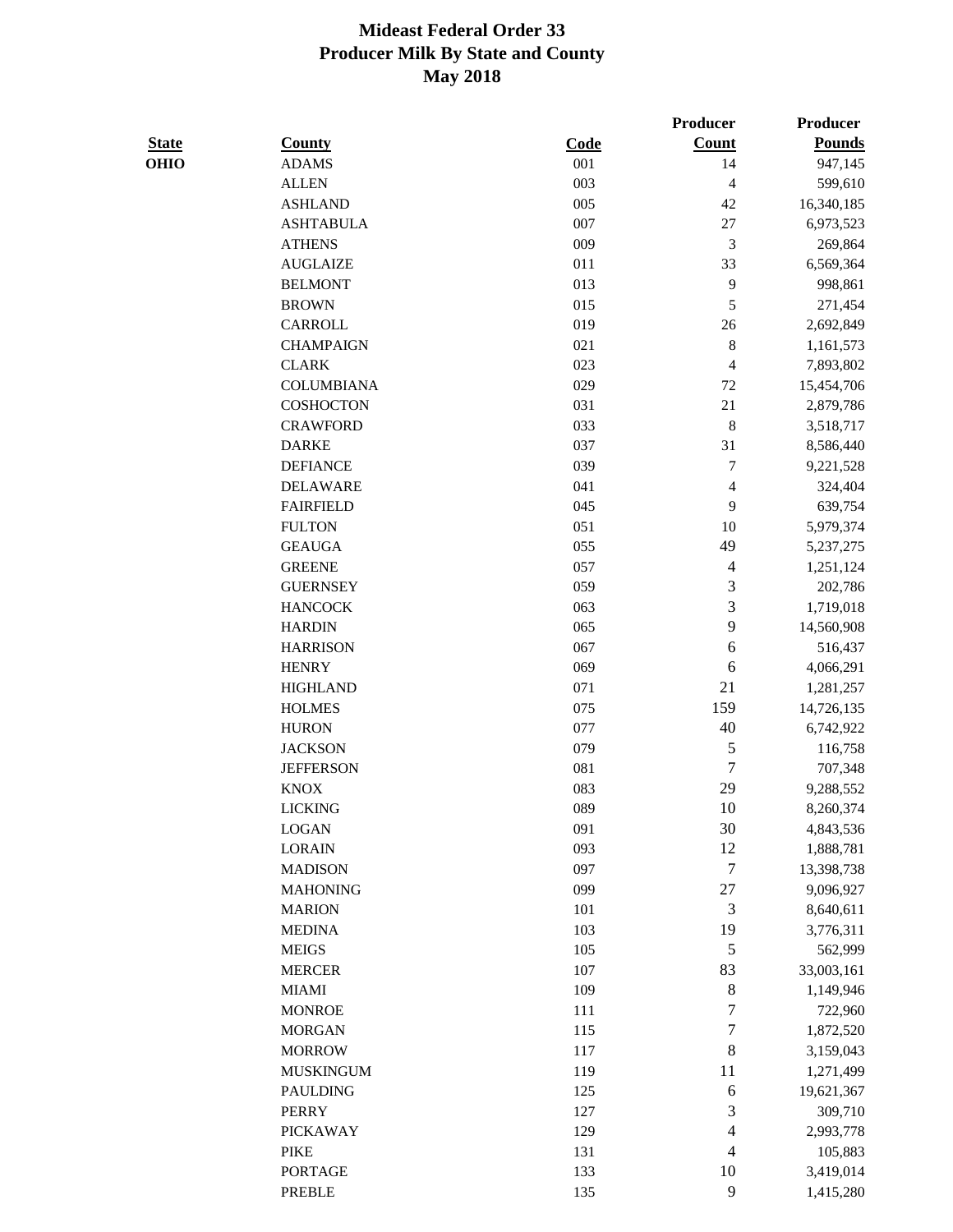# Mideast Federal Order 33
## Producer Milk By State and County
## May 2018

| State | County | Code | Producer Count | Producer Pounds |
|---|---|---|---|---|
| OHIO | ADAMS | 001 | 14 | 947,145 |
| | ALLEN | 003 | 4 | 599,610 |
| | ASHLAND | 005 | 42 | 16,340,185 |
| | ASHTABULA | 007 | 27 | 6,973,523 |
| | ATHENS | 009 | 3 | 269,864 |
| | AUGLAIZE | 011 | 33 | 6,569,364 |
| | BELMONT | 013 | 9 | 998,861 |
| | BROWN | 015 | 5 | 271,454 |
| | CARROLL | 019 | 26 | 2,692,849 |
| | CHAMPAIGN | 021 | 8 | 1,161,573 |
| | CLARK | 023 | 4 | 7,893,802 |
| | COLUMBIANA | 029 | 72 | 15,454,706 |
| | COSHOCTON | 031 | 21 | 2,879,786 |
| | CRAWFORD | 033 | 8 | 3,518,717 |
| | DARKE | 037 | 31 | 8,586,440 |
| | DEFIANCE | 039 | 7 | 9,221,528 |
| | DELAWARE | 041 | 4 | 324,404 |
| | FAIRFIELD | 045 | 9 | 639,754 |
| | FULTON | 051 | 10 | 5,979,374 |
| | GEAUGA | 055 | 49 | 5,237,275 |
| | GREENE | 057 | 4 | 1,251,124 |
| | GUERNSEY | 059 | 3 | 202,786 |
| | HANCOCK | 063 | 3 | 1,719,018 |
| | HARDIN | 065 | 9 | 14,560,908 |
| | HARRISON | 067 | 6 | 516,437 |
| | HENRY | 069 | 6 | 4,066,291 |
| | HIGHLAND | 071 | 21 | 1,281,257 |
| | HOLMES | 075 | 159 | 14,726,135 |
| | HURON | 077 | 40 | 6,742,922 |
| | JACKSON | 079 | 5 | 116,758 |
| | JEFFERSON | 081 | 7 | 707,348 |
| | KNOX | 083 | 29 | 9,288,552 |
| | LICKING | 089 | 10 | 8,260,374 |
| | LOGAN | 091 | 30 | 4,843,536 |
| | LORAIN | 093 | 12 | 1,888,781 |
| | MADISON | 097 | 7 | 13,398,738 |
| | MAHONING | 099 | 27 | 9,096,927 |
| | MARION | 101 | 3 | 8,640,611 |
| | MEDINA | 103 | 19 | 3,776,311 |
| | MEIGS | 105 | 5 | 562,999 |
| | MERCER | 107 | 83 | 33,003,161 |
| | MIAMI | 109 | 8 | 1,149,946 |
| | MONROE | 111 | 7 | 722,960 |
| | MORGAN | 115 | 7 | 1,872,520 |
| | MORROW | 117 | 8 | 3,159,043 |
| | MUSKINGUM | 119 | 11 | 1,271,499 |
| | PAULDING | 125 | 6 | 19,621,367 |
| | PERRY | 127 | 3 | 309,710 |
| | PICKAWAY | 129 | 4 | 2,993,778 |
| | PIKE | 131 | 4 | 105,883 |
| | PORTAGE | 133 | 10 | 3,419,014 |
| | PREBLE | 135 | 9 | 1,415,280 |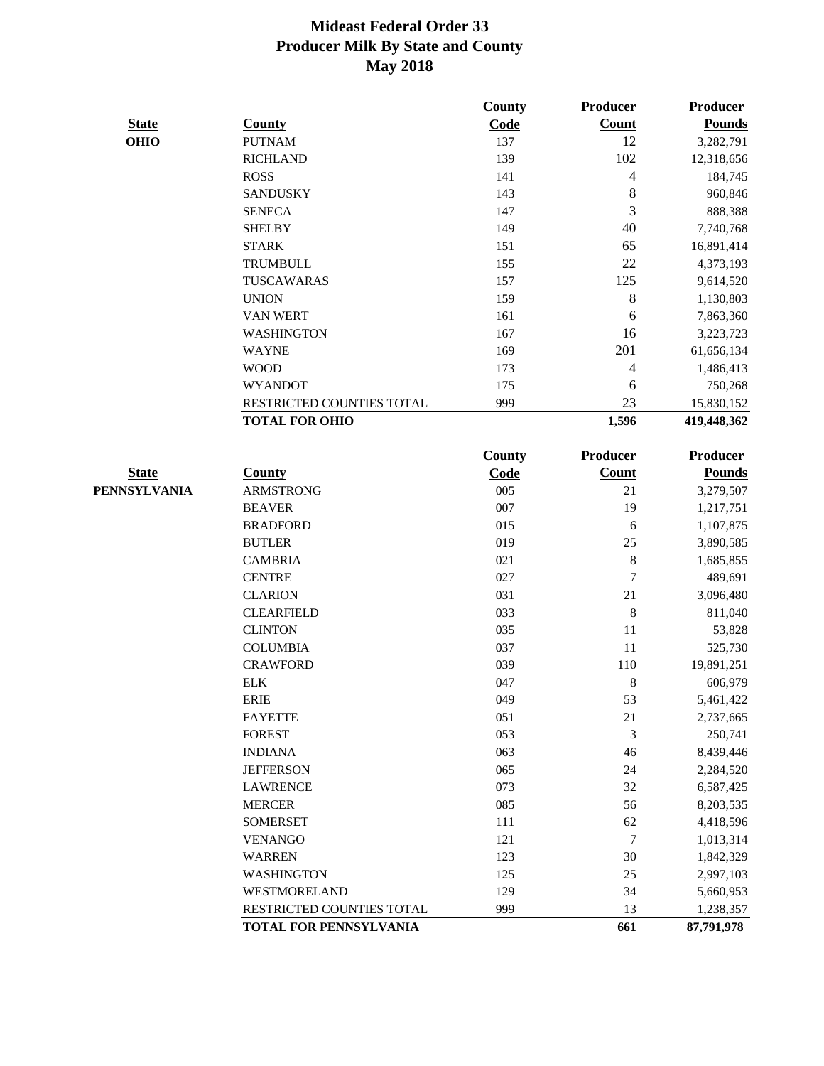# Mideast Federal Order 33
## Producer Milk By State and County
## May 2018

| State | County | County Code | Producer Count | Producer Pounds |
|---|---|---|---|---|
| **OHIO** | PUTNAM | 137 | 12 | 3,282,791 |
| | RICHLAND | 139 | 102 | 12,318,656 |
| | ROSS | 141 | 4 | 184,745 |
| | SANDUSKY | 143 | 8 | 960,846 |
| | SENECA | 147 | 3 | 888,388 |
| | SHELBY | 149 | 40 | 7,740,768 |
| | STARK | 151 | 65 | 16,891,414 |
| | TRUMBULL | 155 | 22 | 4,373,193 |
| | TUSCAWARAS | 157 | 125 | 9,614,520 |
| | UNION | 159 | 8 | 1,130,803 |
| | VAN WERT | 161 | 6 | 7,863,360 |
| | WASHINGTON | 167 | 16 | 3,223,723 |
| | WAYNE | 169 | 201 | 61,656,134 |
| | WOOD | 173 | 4 | 1,486,413 |
| | WYANDOT | 175 | 6 | 750,268 |
| | RESTRICTED COUNTIES TOTAL | 999 | 23 | 15,830,152 |
| | **TOTAL FOR OHIO** | | **1,596** | **419,448,362** |

| State | County | County Code | Producer Count | Producer Pounds |
|---|---|---|---|---|
| **PENNSYLVANIA** | ARMSTRONG | 005 | 21 | 3,279,507 |
| | BEAVER | 007 | 19 | 1,217,751 |
| | BRADFORD | 015 | 6 | 1,107,875 |
| | BUTLER | 019 | 25 | 3,890,585 |
| | CAMBRIA | 021 | 8 | 1,685,855 |
| | CENTRE | 027 | 7 | 489,691 |
| | CLARION | 031 | 21 | 3,096,480 |
| | CLEARFIELD | 033 | 8 | 811,040 |
| | CLINTON | 035 | 11 | 53,828 |
| | COLUMBIA | 037 | 11 | 525,730 |
| | CRAWFORD | 039 | 110 | 19,891,251 |
| | ELK | 047 | 8 | 606,979 |
| | ERIE | 049 | 53 | 5,461,422 |
| | FAYETTE | 051 | 21 | 2,737,665 |
| | FOREST | 053 | 3 | 250,741 |
| | INDIANA | 063 | 46 | 8,439,446 |
| | JEFFERSON | 065 | 24 | 2,284,520 |
| | LAWRENCE | 073 | 32 | 6,587,425 |
| | MERCER | 085 | 56 | 8,203,535 |
| | SOMERSET | 111 | 62 | 4,418,596 |
| | VENANGO | 121 | 7 | 1,013,314 |
| | WARREN | 123 | 30 | 1,842,329 |
| | WASHINGTON | 125 | 25 | 2,997,103 |
| | WESTMORELAND | 129 | 34 | 5,660,953 |
| | RESTRICTED COUNTIES TOTAL | 999 | 13 | 1,238,357 |
| | **TOTAL FOR PENNSYLVANIA** | | **661** | **87,791,978** |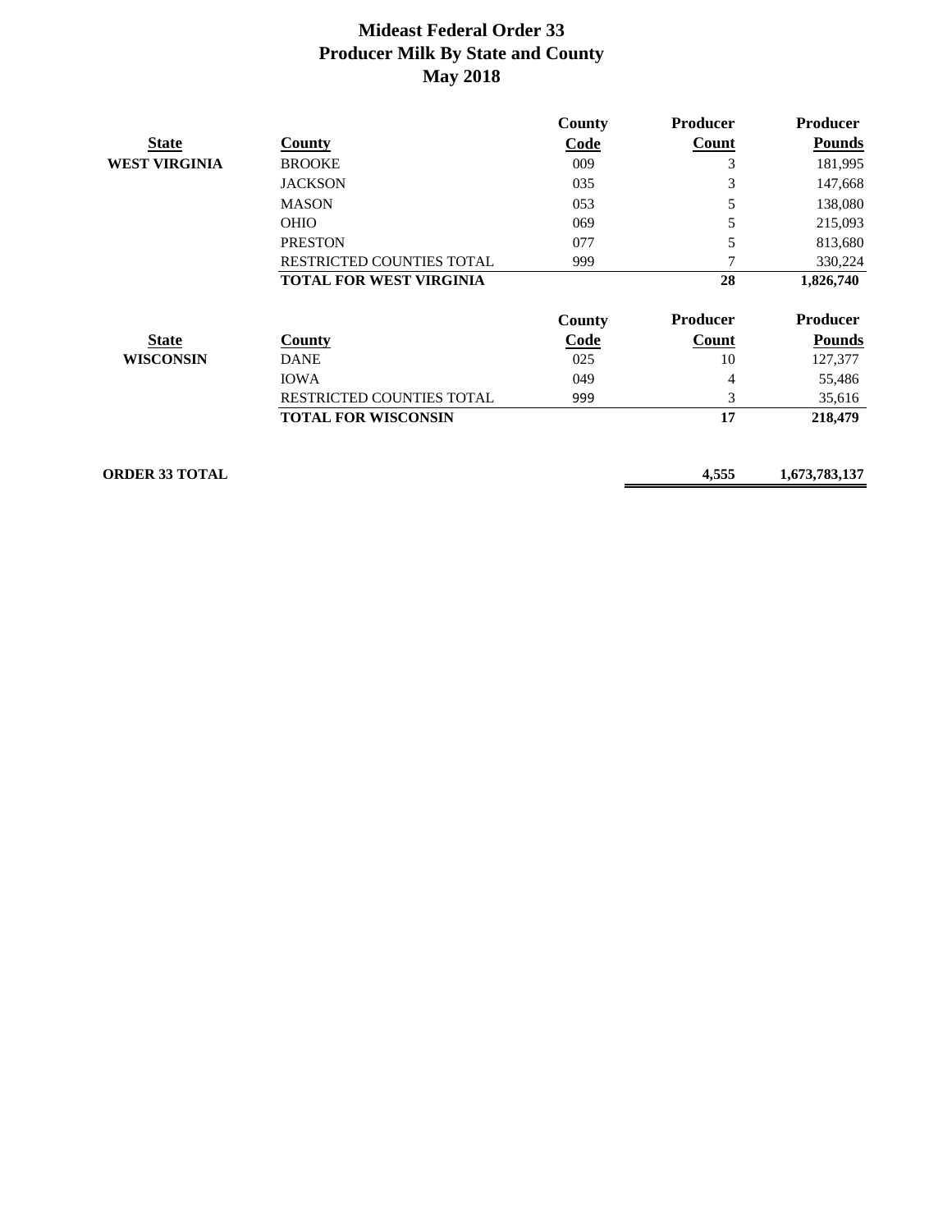# Mideast Federal Order 33
## Producer Milk By State and County
## May 2018

| State | County | County Code | Producer Count | Producer Pounds |
|---|---|---|---|---|
| **WEST VIRGINIA** | BROOKE | 009 | 3 | 181,995 |
| | JACKSON | 035 | 3 | 147,668 |
| | MASON | 053 | 5 | 138,080 |
| | OHIO | 069 | 5 | 215,093 |
| | PRESTON | 077 | 5 | 813,680 |
| | RESTRICTED COUNTIES TOTAL | 999 | 7 | 330,224 |
| | **TOTAL FOR WEST VIRGINIA** | | **28** | **1,826,740** |

| State | County | County Code | Producer Count | Producer Pounds |
|---|---|---|---|---|
| **WISCONSIN** | DANE | 025 | 10 | 127,377 |
| | IOWA | 049 | 4 | 55,486 |
| | RESTRICTED COUNTIES TOTAL | 999 | 3 | 35,616 |
| | **TOTAL FOR WISCONSIN** | | **17** | **218,479** |

| | | | | |
|---|---|---|---|---|
| **ORDER 33 TOTAL** | | | **4,555** | **1,673,783,137** |